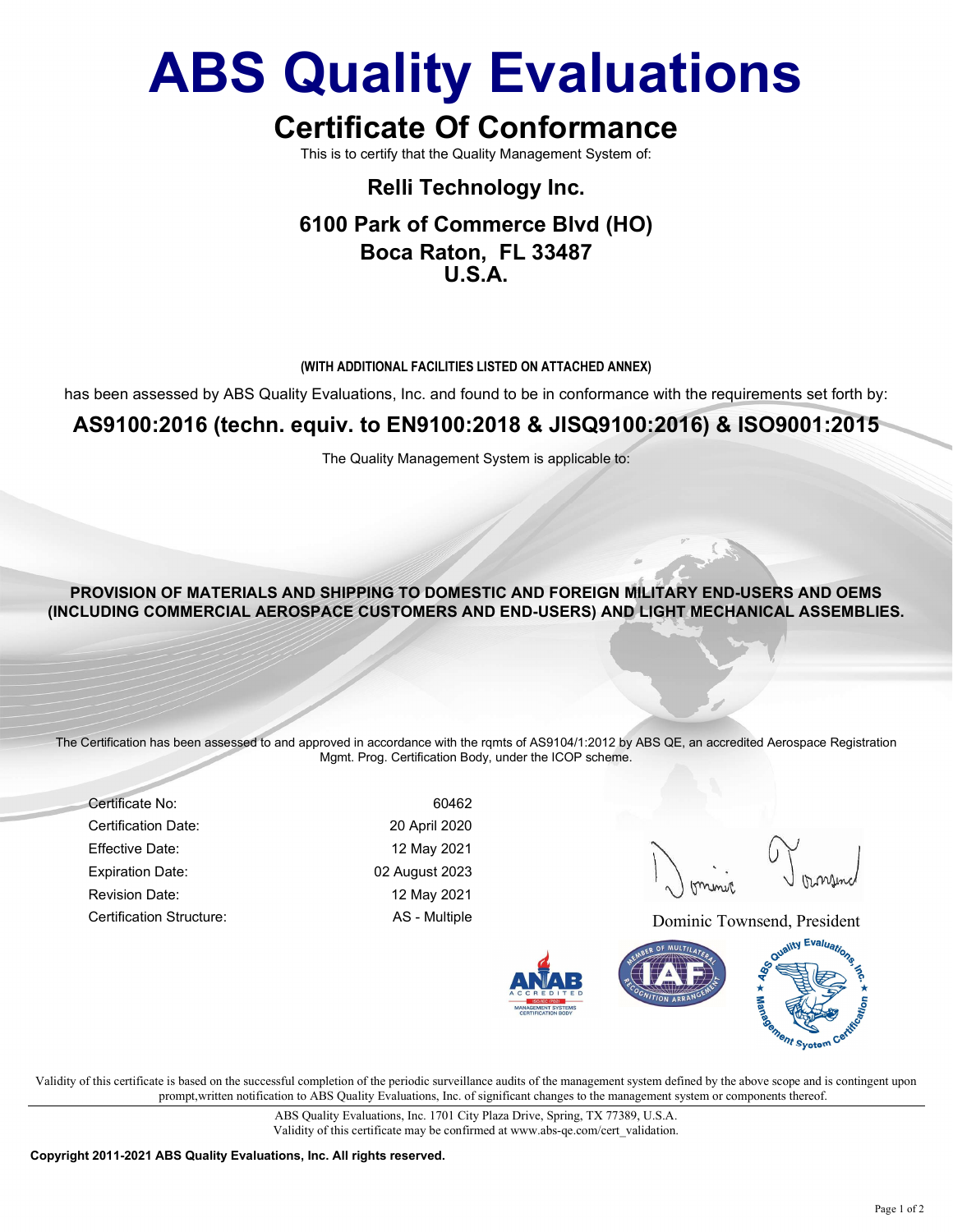# ABS Quality Evaluations

## Certificate Of Conformance

This is to certify that the Quality Management System of:

### Relli Technology Inc.

### 6100 Park of Commerce Blvd (HO)
### Boca Raton, FL 33487
### U.S.A.

**(WITH ADDITIONAL FACILITIES LISTED ON ATTACHED ANNEX)**

has been assessed by ABS Quality Evaluations, Inc. and found to be in conformance with the requirements set forth by:

## AS9100:2016 (techn. equiv. to EN9100:2018 & JISQ9100:2016) & ISO9001:2015

The Quality Management System is applicable to:

**PROVISION OF MATERIALS AND SHIPPING TO DOMESTIC AND FOREIGN MILITARY END-USERS AND OEMS (INCLUDING COMMERCIAL AEROSPACE CUSTOMERS AND END-USERS) AND LIGHT MECHANICAL ASSEMBLIES.**

The Certification has been assessed to and approved in accordance with the rqmts of AS9104/1:2012 by ABS QE, an accredited Aerospace Registration Mgmt. Prog. Certification Body, under the ICOP scheme.

| | |
|---|---|
| Certificate No: | 60462 |
| Certification Date: | 20 April 2020 |
| Effective Date: | 12 May 2021 |
| Expiration Date: | 02 August 2023 |
| Revision Date: | 12 May 2021 |
| Certification Structure: | AS - Multiple |

Dominic Townsend, President

Validity of this certificate is based on the successful completion of the periodic surveillance audits of the management system defined by the above scope and is contingent upon prompt,written notification to ABS Quality Evaluations, Inc. of significant changes to the management system or components thereof.

ABS Quality Evaluations, Inc. 1701 City Plaza Drive, Spring, TX 77389, U.S.A.
Validity of this certificate may be confirmed at www.abs-qe.com/cert_validation.

**Copyright 2011-2021 ABS Quality Evaluations, Inc. All rights reserved.**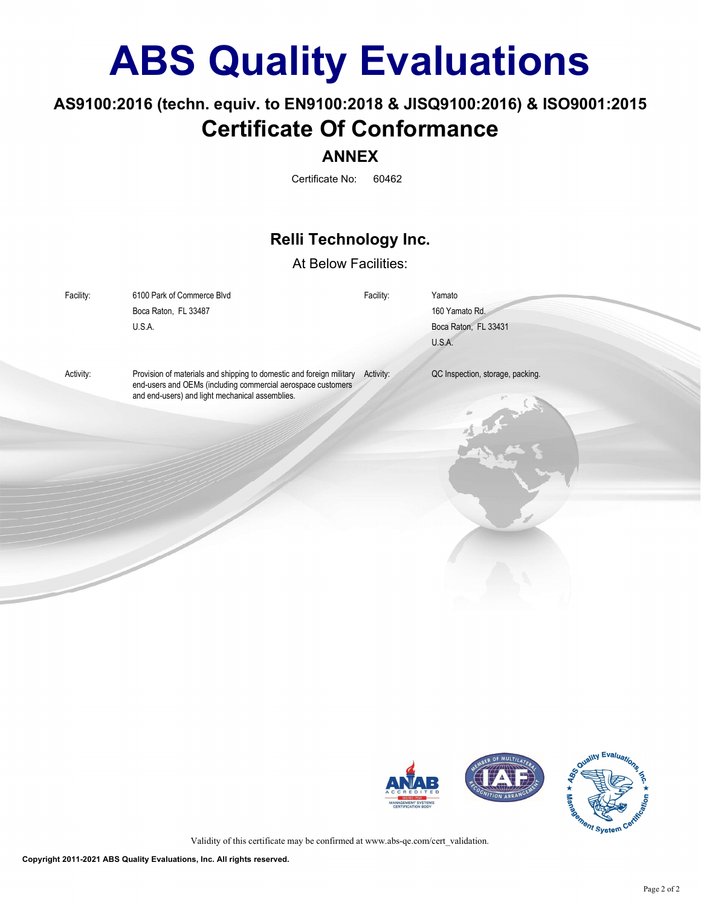# ABS Quality Evaluations

## AS9100:2016 (techn. equiv. to EN9100:2018 & JISQ9100:2016) & ISO9001:2015

## Certificate Of Conformance

### ANNEX

Certificate No: 60462

### Relli Technology Inc.

At Below Facilities:

| | | | |
|---|---|---|---|
| Facility: | 6100 Park of Commerce Blvd<br>Boca Raton, FL 33487<br>U.S.A. | Facility: | Yamato<br>160 Yamato Rd.<br>Boca Raton, FL 33431<br>U.S.A. |
| Activity: | Provision of materials and shipping to domestic and foreign military end-users and OEMs (including commercial aerospace customers and end-users) and light mechanical assemblies. | Activity: | QC Inspection, storage, packing. |

Validity of this certificate may be confirmed at www.abs-qe.com/cert_validation.

**Copyright 2011-2021 ABS Quality Evaluations, Inc. All rights reserved.**